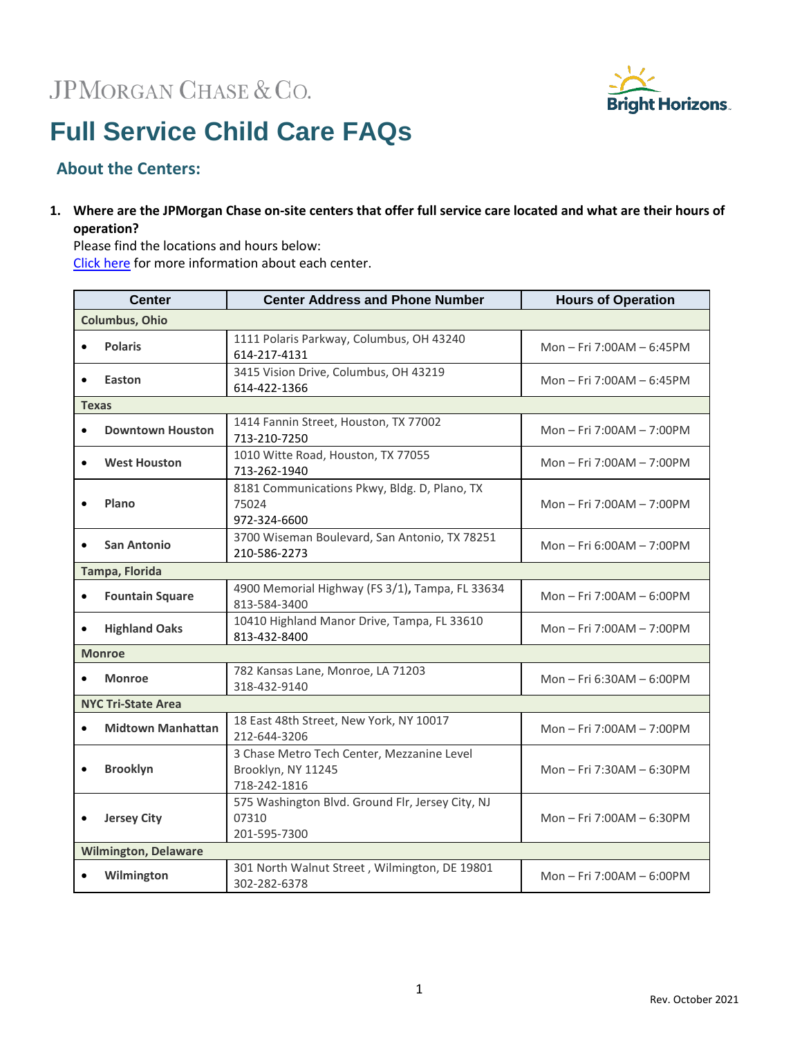JPMorgan Chase & Co.

Bright Horizons

# Full Service Child Care FAQs

## About the Centers:

**1. Where are the JPMorgan Chase on-site centers that offer full service care located and what are their hours of operation?**

Please find the locations and hours below:
Click here for more information about each center.

| Center | Center Address and Phone Number | Hours of Operation |
|---|---|---|
| **Columbus, Ohio** | | |
| • **Polaris** | 1111 Polaris Parkway, Columbus, OH 43240<br>614-217-4131 | Mon – Fri 7:00AM – 6:45PM |
| • **Easton** | 3415 Vision Drive, Columbus, OH 43219<br>614-422-1366 | Mon – Fri 7:00AM – 6:45PM |
| **Texas** | | |
| • **Downtown Houston** | 1414 Fannin Street, Houston, TX 77002<br>713-210-7250 | Mon – Fri 7:00AM – 7:00PM |
| • **West Houston** | 1010 Witte Road, Houston, TX 77055<br>713-262-1940 | Mon – Fri 7:00AM – 7:00PM |
| • **Plano** | 8181 Communications Pkwy, Bldg. D, Plano, TX 75024<br>972-324-6600 | Mon – Fri 7:00AM – 7:00PM |
| • **San Antonio** | 3700 Wiseman Boulevard, San Antonio, TX 78251<br>210-586-2273 | Mon – Fri 6:00AM – 7:00PM |
| **Tampa, Florida** | | |
| • **Fountain Square** | 4900 Memorial Highway (FS 3/1)**,** Tampa, FL 33634<br>813-584-3400 | Mon – Fri 7:00AM – 6:00PM |
| • **Highland Oaks** | 10410 Highland Manor Drive, Tampa, FL 33610<br>813-432-8400 | Mon – Fri 7:00AM – 7:00PM |
| **Monroe** | | |
| • **Monroe** | 782 Kansas Lane, Monroe, LA 71203<br>318-432-9140 | Mon – Fri 6:30AM – 6:00PM |
| **NYC Tri-State Area** | | |
| • **Midtown Manhattan** | 18 East 48th Street, New York, NY 10017<br>212-644-3206 | Mon – Fri 7:00AM – 7:00PM |
| • **Brooklyn** | 3 Chase Metro Tech Center, Mezzanine Level<br>Brooklyn, NY 11245<br>718-242-1816 | Mon – Fri 7:30AM – 6:30PM |
| • **Jersey City** | 575 Washington Blvd. Ground Flr, Jersey City, NJ 07310<br>201-595-7300 | Mon – Fri 7:00AM – 6:30PM |
| **Wilmington, Delaware** | | |
| • **Wilmington** | 301 North Walnut Street , Wilmington, DE 19801<br>302-282-6378 | Mon – Fri 7:00AM – 6:00PM |

Rev. October 2021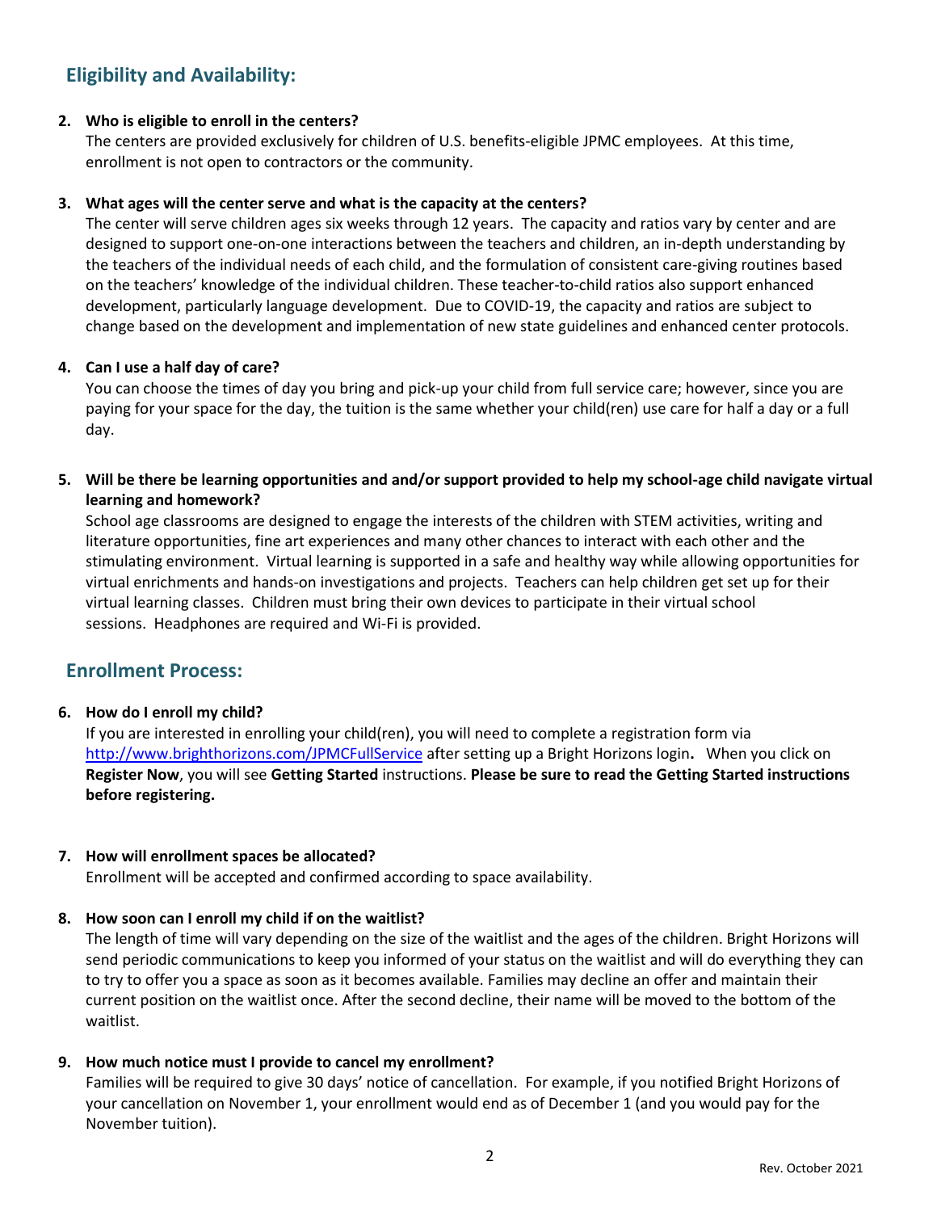## Eligibility and Availability:

2. **Who is eligible to enroll in the centers?**
   The centers are provided exclusively for children of U.S. benefits-eligible JPMC employees. At this time, enrollment is not open to contractors or the community.

3. **What ages will the center serve and what is the capacity at the centers?**
   The center will serve children ages six weeks through 12 years. The capacity and ratios vary by center and are designed to support one-on-one interactions between the teachers and children, an in-depth understanding by the teachers of the individual needs of each child, and the formulation of consistent care-giving routines based on the teachers' knowledge of the individual children. These teacher-to-child ratios also support enhanced development, particularly language development. Due to COVID-19, the capacity and ratios are subject to change based on the development and implementation of new state guidelines and enhanced center protocols.

4. **Can I use a half day of care?**
   You can choose the times of day you bring and pick-up your child from full service care; however, since you are paying for your space for the day, the tuition is the same whether your child(ren) use care for half a day or a full day.

5. **Will be there be learning opportunities and and/or support provided to help my school-age child navigate virtual learning and homework?**
   School age classrooms are designed to engage the interests of the children with STEM activities, writing and literature opportunities, fine art experiences and many other chances to interact with each other and the stimulating environment. Virtual learning is supported in a safe and healthy way while allowing opportunities for virtual enrichments and hands-on investigations and projects. Teachers can help children get set up for their virtual learning classes. Children must bring their own devices to participate in their virtual school sessions. Headphones are required and Wi-Fi is provided.

## Enrollment Process:

6. **How do I enroll my child?**
   If you are interested in enrolling your child(ren), you will need to complete a registration form via [http://www.brighthorizons.com/JPMCFullService](http://www.brighthorizons.com/JPMCFullService) after setting up a Bright Horizons login**.** When you click on **Register Now**, you will see **Getting Started** instructions. **Please be sure to read the Getting Started instructions before registering.**

7. **How will enrollment spaces be allocated?**
   Enrollment will be accepted and confirmed according to space availability.

8. **How soon can I enroll my child if on the waitlist?**
   The length of time will vary depending on the size of the waitlist and the ages of the children. Bright Horizons will send periodic communications to keep you informed of your status on the waitlist and will do everything they can to try to offer you a space as soon as it becomes available. Families may decline an offer and maintain their current position on the waitlist once. After the second decline, their name will be moved to the bottom of the waitlist.

9. **How much notice must I provide to cancel my enrollment?**
   Families will be required to give 30 days' notice of cancellation. For example, if you notified Bright Horizons of your cancellation on November 1, your enrollment would end as of December 1 (and you would pay for the November tuition).

Rev. October 2021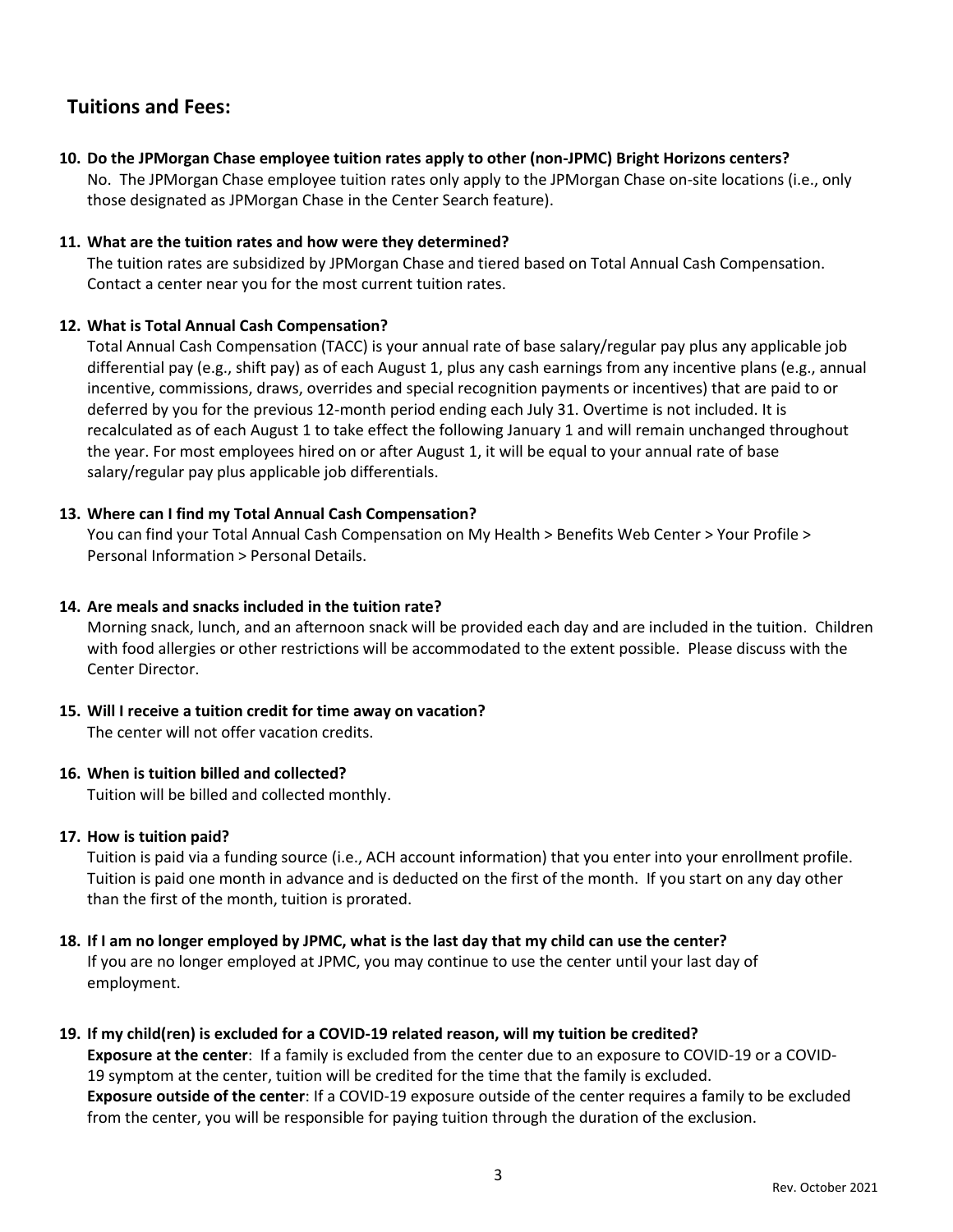## Tuitions and Fees:

10. **Do the JPMorgan Chase employee tuition rates apply to other (non-JPMC) Bright Horizons centers?**
    No. The JPMorgan Chase employee tuition rates only apply to the JPMorgan Chase on-site locations (i.e., only those designated as JPMorgan Chase in the Center Search feature).

11. **What are the tuition rates and how were they determined?**
    The tuition rates are subsidized by JPMorgan Chase and tiered based on Total Annual Cash Compensation. Contact a center near you for the most current tuition rates.

12. **What is Total Annual Cash Compensation?**
    Total Annual Cash Compensation (TACC) is your annual rate of base salary/regular pay plus any applicable job differential pay (e.g., shift pay) as of each August 1, plus any cash earnings from any incentive plans (e.g., annual incentive, commissions, draws, overrides and special recognition payments or incentives) that are paid to or deferred by you for the previous 12-month period ending each July 31. Overtime is not included. It is recalculated as of each August 1 to take effect the following January 1 and will remain unchanged throughout the year. For most employees hired on or after August 1, it will be equal to your annual rate of base salary/regular pay plus applicable job differentials.

13. **Where can I find my Total Annual Cash Compensation?**
    You can find your Total Annual Cash Compensation on My Health > Benefits Web Center > Your Profile > Personal Information > Personal Details.

14. **Are meals and snacks included in the tuition rate?**
    Morning snack, lunch, and an afternoon snack will be provided each day and are included in the tuition. Children with food allergies or other restrictions will be accommodated to the extent possible. Please discuss with the Center Director.

15. **Will I receive a tuition credit for time away on vacation?**
    The center will not offer vacation credits.

16. **When is tuition billed and collected?**
    Tuition will be billed and collected monthly.

17. **How is tuition paid?**
    Tuition is paid via a funding source (i.e., ACH account information) that you enter into your enrollment profile. Tuition is paid one month in advance and is deducted on the first of the month. If you start on any day other than the first of the month, tuition is prorated.

18. **If I am no longer employed by JPMC, what is the last day that my child can use the center?**
    If you are no longer employed at JPMC, you may continue to use the center until your last day of employment.

19. **If my child(ren) is excluded for a COVID-19 related reason, will my tuition be credited?**
    **Exposure at the center**: If a family is excluded from the center due to an exposure to COVID-19 or a COVID-19 symptom at the center, tuition will be credited for the time that the family is excluded.
    **Exposure outside of the center**: If a COVID-19 exposure outside of the center requires a family to be excluded from the center, you will be responsible for paying tuition through the duration of the exclusion.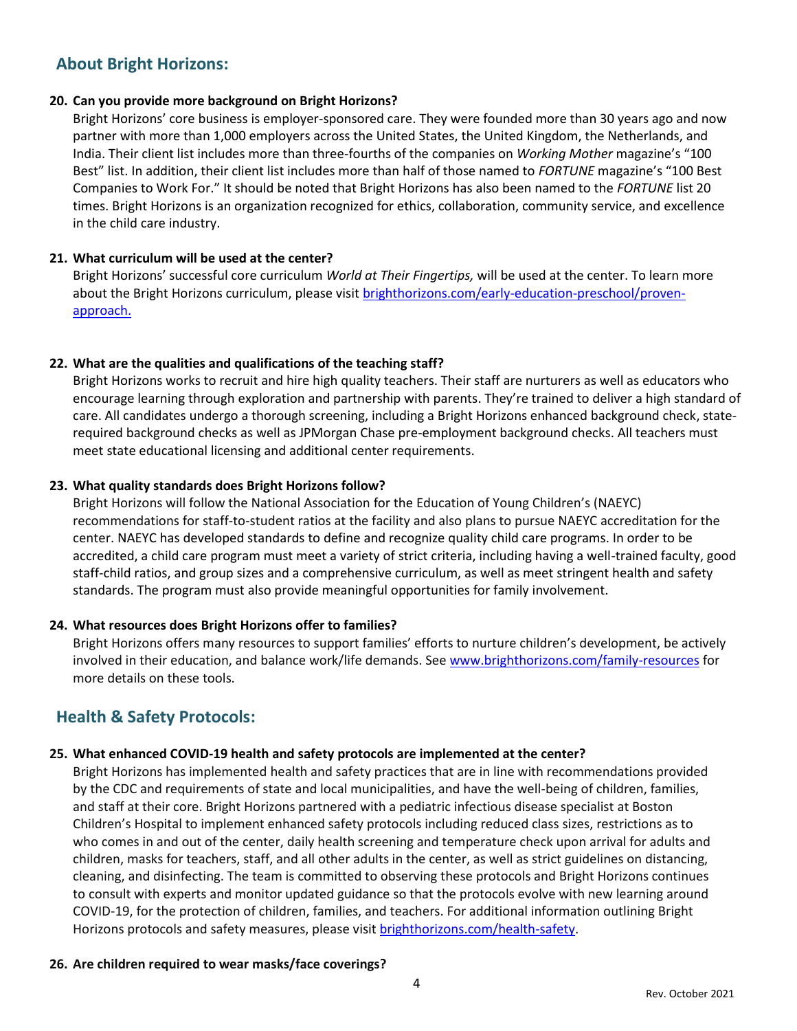## About Bright Horizons:

**20. Can you provide more background on Bright Horizons?**

Bright Horizons' core business is employer-sponsored care. They were founded more than 30 years ago and now partner with more than 1,000 employers across the United States, the United Kingdom, the Netherlands, and India. Their client list includes more than three-fourths of the companies on *Working Mother* magazine's "100 Best" list. In addition, their client list includes more than half of those named to *FORTUNE* magazine's "100 Best Companies to Work For." It should be noted that Bright Horizons has also been named to the *FORTUNE* list 20 times. Bright Horizons is an organization recognized for ethics, collaboration, community service, and excellence in the child care industry.

**21. What curriculum will be used at the center?**

Bright Horizons' successful core curriculum *World at Their Fingertips,* will be used at the center. To learn more about the Bright Horizons curriculum, please visit [brighthorizons.com/early-education-preschool/proven-approach.](brighthorizons.com/early-education-preschool/proven-approach)

**22. What are the qualities and qualifications of the teaching staff?**

Bright Horizons works to recruit and hire high quality teachers. Their staff are nurturers as well as educators who encourage learning through exploration and partnership with parents. They're trained to deliver a high standard of care. All candidates undergo a thorough screening, including a Bright Horizons enhanced background check, state-required background checks as well as JPMorgan Chase pre-employment background checks. All teachers must meet state educational licensing and additional center requirements.

**23. What quality standards does Bright Horizons follow?**

Bright Horizons will follow the National Association for the Education of Young Children's (NAEYC) recommendations for staff-to-student ratios at the facility and also plans to pursue NAEYC accreditation for the center. NAEYC has developed standards to define and recognize quality child care programs. In order to be accredited, a child care program must meet a variety of strict criteria, including having a well-trained faculty, good staff-child ratios, and group sizes and a comprehensive curriculum, as well as meet stringent health and safety standards. The program must also provide meaningful opportunities for family involvement.

**24. What resources does Bright Horizons offer to families?**

Bright Horizons offers many resources to support families' efforts to nurture children's development, be actively involved in their education, and balance work/life demands. See [www.brighthorizons.com/family-resources](www.brighthorizons.com/family-resources) for more details on these tools.

## Health & Safety Protocols:

**25. What enhanced COVID-19 health and safety protocols are implemented at the center?**

Bright Horizons has implemented health and safety practices that are in line with recommendations provided by the CDC and requirements of state and local municipalities, and have the well-being of children, families, and staff at their core. Bright Horizons partnered with a pediatric infectious disease specialist at Boston Children's Hospital to implement enhanced safety protocols including reduced class sizes, restrictions as to who comes in and out of the center, daily health screening and temperature check upon arrival for adults and children, masks for teachers, staff, and all other adults in the center, as well as strict guidelines on distancing, cleaning, and disinfecting. The team is committed to observing these protocols and Bright Horizons continues to consult with experts and monitor updated guidance so that the protocols evolve with new learning around COVID-19, for the protection of children, families, and teachers. For additional information outlining Bright Horizons protocols and safety measures, please visit [brighthorizons.com/health-safety](brighthorizons.com/health-safety).

**26. Are children required to wear masks/face coverings?**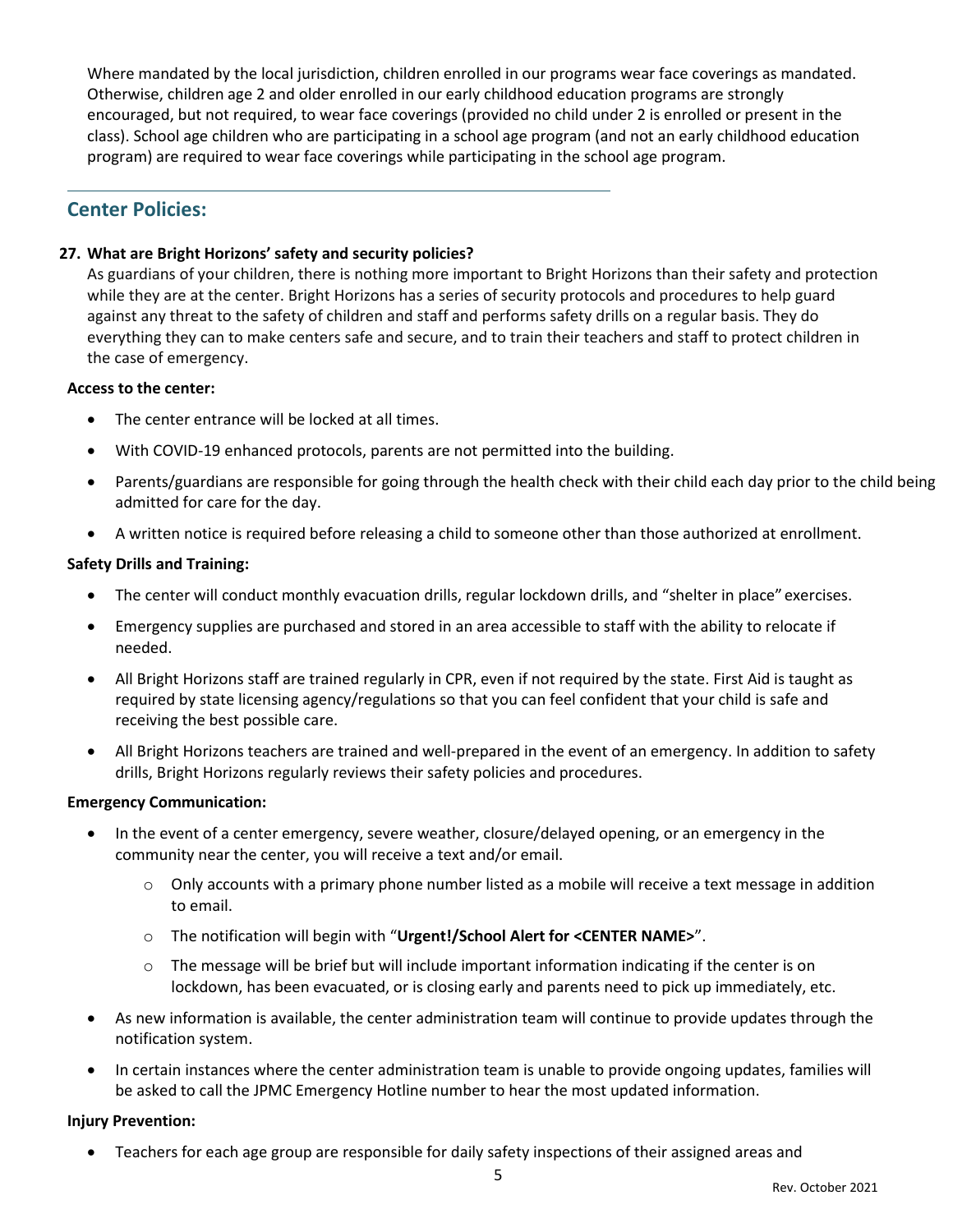Where mandated by the local jurisdiction, children enrolled in our programs wear face coverings as mandated. Otherwise, children age 2 and older enrolled in our early childhood education programs are strongly encouraged, but not required, to wear face coverings (provided no child under 2 is enrolled or present in the class). School age children who are participating in a school age program (and not an early childhood education program) are required to wear face coverings while participating in the school age program.

## Center Policies:

**27. What are Bright Horizons' safety and security policies?**

As guardians of your children, there is nothing more important to Bright Horizons than their safety and protection while they are at the center. Bright Horizons has a series of security protocols and procedures to help guard against any threat to the safety of children and staff and performs safety drills on a regular basis. They do everything they can to make centers safe and secure, and to train their teachers and staff to protect children in the case of emergency.

**Access to the center:**

- The center entrance will be locked at all times.
- With COVID-19 enhanced protocols, parents are not permitted into the building.
- Parents/guardians are responsible for going through the health check with their child each day prior to the child being admitted for care for the day.
- A written notice is required before releasing a child to someone other than those authorized at enrollment.

**Safety Drills and Training:**

- The center will conduct monthly evacuation drills, regular lockdown drills, and "shelter in place" exercises.
- Emergency supplies are purchased and stored in an area accessible to staff with the ability to relocate if needed.
- All Bright Horizons staff are trained regularly in CPR, even if not required by the state. First Aid is taught as required by state licensing agency/regulations so that you can feel confident that your child is safe and receiving the best possible care.
- All Bright Horizons teachers are trained and well-prepared in the event of an emergency. In addition to safety drills, Bright Horizons regularly reviews their safety policies and procedures.

**Emergency Communication:**

- In the event of a center emergency, severe weather, closure/delayed opening, or an emergency in the community near the center, you will receive a text and/or email.
  - Only accounts with a primary phone number listed as a mobile will receive a text message in addition to email.
  - The notification will begin with "**Urgent!/School Alert for <CENTER NAME>**".
  - The message will be brief but will include important information indicating if the center is on lockdown, has been evacuated, or is closing early and parents need to pick up immediately, etc.
- As new information is available, the center administration team will continue to provide updates through the notification system.
- In certain instances where the center administration team is unable to provide ongoing updates, families will be asked to call the JPMC Emergency Hotline number to hear the most updated information.

**Injury Prevention:**

- Teachers for each age group are responsible for daily safety inspections of their assigned areas and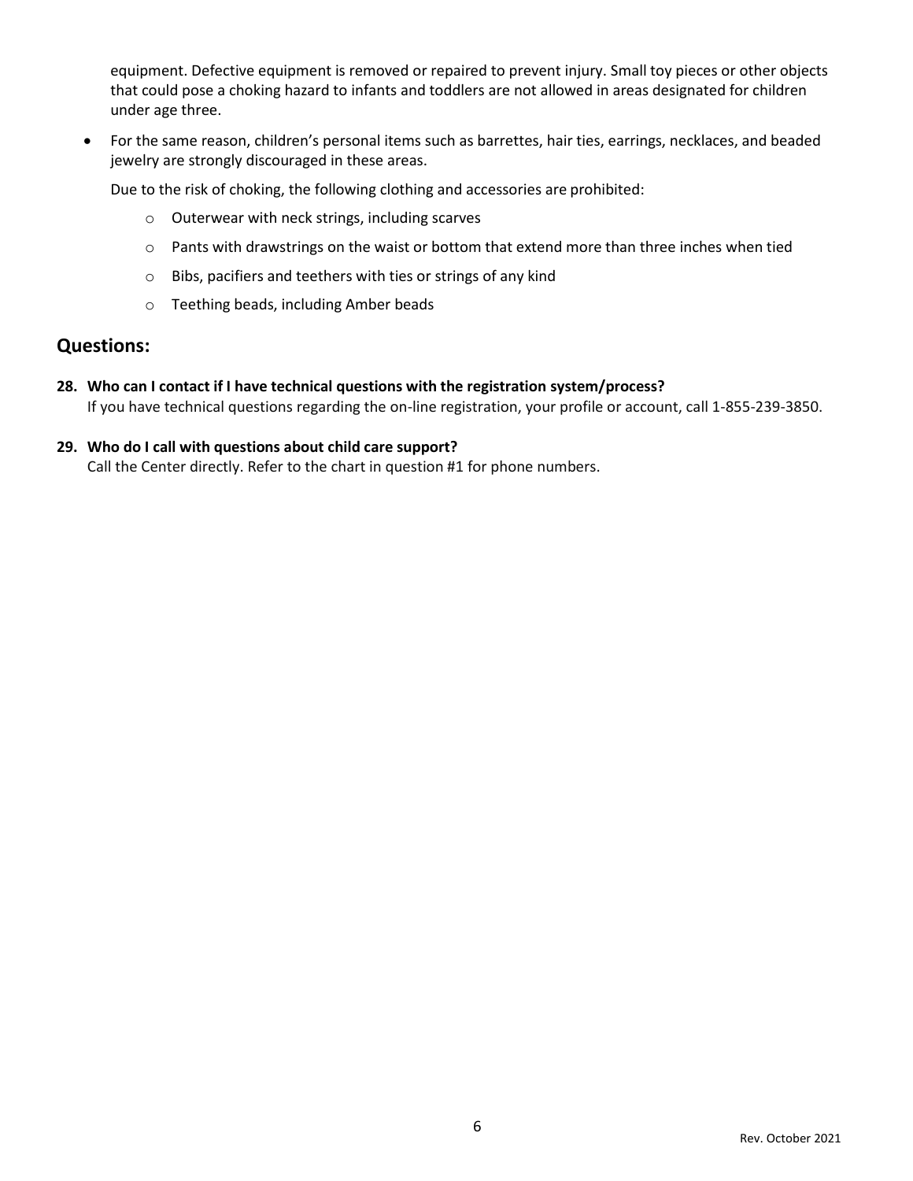equipment. Defective equipment is removed or repaired to prevent injury. Small toy pieces or other objects that could pose a choking hazard to infants and toddlers are not allowed in areas designated for children under age three.

- For the same reason, children's personal items such as barrettes, hair ties, earrings, necklaces, and beaded jewelry are strongly discouraged in these areas.

  Due to the risk of choking, the following clothing and accessories are prohibited:

  - Outerwear with neck strings, including scarves
  - Pants with drawstrings on the waist or bottom that extend more than three inches when tied
  - Bibs, pacifiers and teethers with ties or strings of any kind
  - Teething beads, including Amber beads

## Questions:

**28. Who can I contact if I have technical questions with the registration system/process?**
If you have technical questions regarding the on-line registration, your profile or account, call 1-855-239-3850.

**29. Who do I call with questions about child care support?**
Call the Center directly. Refer to the chart in question #1 for phone numbers.